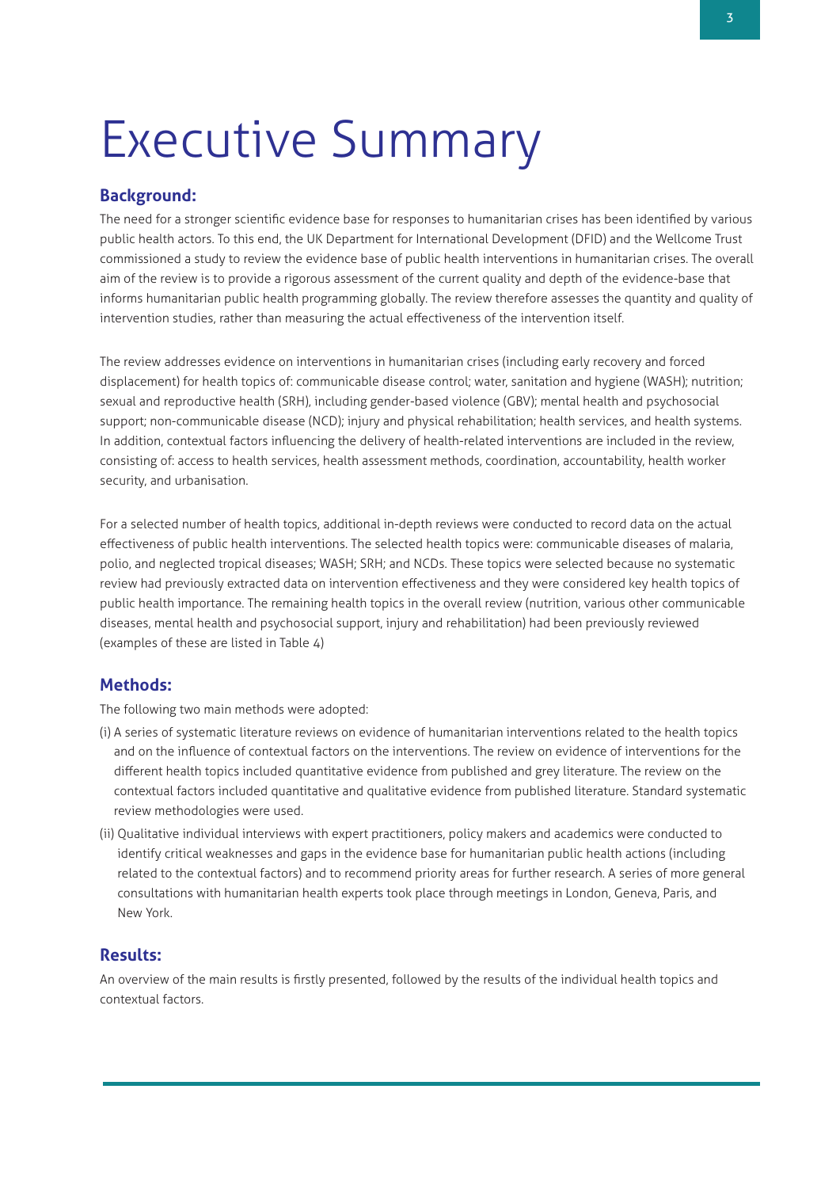# Executive Summary

## Background:

The need for a stronger scientific evidence base for responses to humanitarian crises has been identified by various public health actors. To this end, the UK Department for International Development (DFID) and the Wellcome Trust commissioned a study to review the evidence base of public health interventions in humanitarian crises. The overall aim of the review is to provide a rigorous assessment of the current quality and depth of the evidence-base that informs humanitarian public health programming globally. The review therefore assesses the quantity and quality of intervention studies, rather than measuring the actual effectiveness of the intervention itself.

The review addresses evidence on interventions in humanitarian crises (including early recovery and forced displacement) for health topics of: communicable disease control; water, sanitation and hygiene (WASH); nutrition; sexual and reproductive health (SRH), including gender-based violence (GBV); mental health and psychosocial support; non-communicable disease (NCD); injury and physical rehabilitation; health services, and health systems. In addition, contextual factors influencing the delivery of health-related interventions are included in the review, consisting of: access to health services, health assessment methods, coordination, accountability, health worker security, and urbanisation.

For a selected number of health topics, additional in-depth reviews were conducted to record data on the actual effectiveness of public health interventions. The selected health topics were: communicable diseases of malaria, polio, and neglected tropical diseases; WASH; SRH; and NCDs. These topics were selected because no systematic review had previously extracted data on intervention effectiveness and they were considered key health topics of public health importance. The remaining health topics in the overall review (nutrition, various other communicable diseases, mental health and psychosocial support, injury and rehabilitation) had been previously reviewed (examples of these are listed in Table 4)

## Methods:

The following two main methods were adopted:

(i) A series of systematic literature reviews on evidence of humanitarian interventions related to the health topics and on the influence of contextual factors on the interventions. The review on evidence of interventions for the different health topics included quantitative evidence from published and grey literature. The review on the contextual factors included quantitative and qualitative evidence from published literature. Standard systematic review methodologies were used.

(ii) Qualitative individual interviews with expert practitioners, policy makers and academics were conducted to identify critical weaknesses and gaps in the evidence base for humanitarian public health actions (including related to the contextual factors) and to recommend priority areas for further research. A series of more general consultations with humanitarian health experts took place through meetings in London, Geneva, Paris, and New York.

## Results:

An overview of the main results is firstly presented, followed by the results of the individual health topics and contextual factors.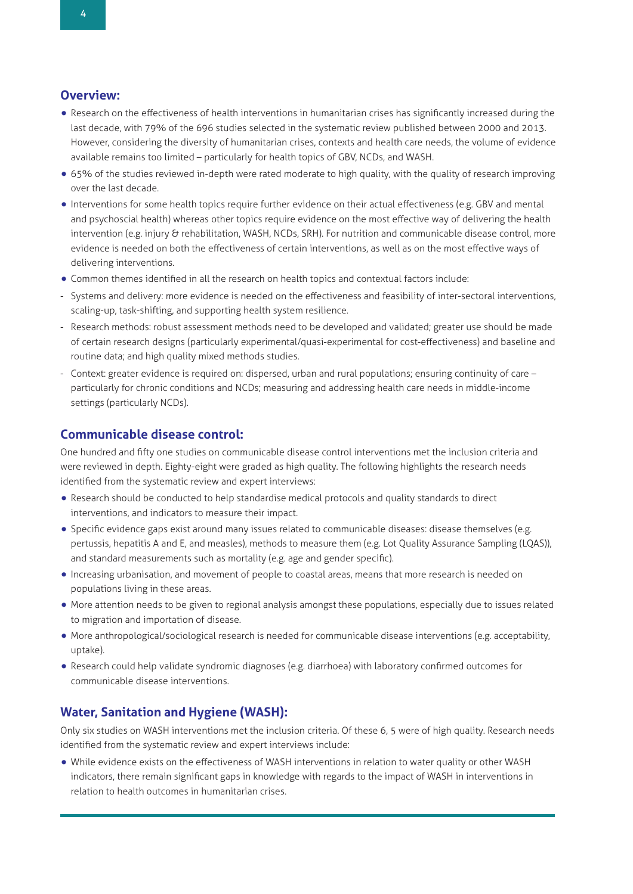## Overview:

- Research on the effectiveness of health interventions in humanitarian crises has significantly increased during the last decade, with 79% of the 696 studies selected in the systematic review published between 2000 and 2013. However, considering the diversity of humanitarian crises, contexts and health care needs, the volume of evidence available remains too limited – particularly for health topics of GBV, NCDs, and WASH.
- 65% of the studies reviewed in-depth were rated moderate to high quality, with the quality of research improving over the last decade.
- Interventions for some health topics require further evidence on their actual effectiveness (e.g. GBV and mental and psychoscial health) whereas other topics require evidence on the most effective way of delivering the health intervention (e.g. injury & rehabilitation, WASH, NCDs, SRH). For nutrition and communicable disease control, more evidence is needed on both the effectiveness of certain interventions, as well as on the most effective ways of delivering interventions.
- Common themes identified in all the research on health topics and contextual factors include:

- Systems and delivery: more evidence is needed on the effectiveness and feasibility of inter-sectoral interventions, scaling-up, task-shifting, and supporting health system resilience.
- Research methods: robust assessment methods need to be developed and validated; greater use should be made of certain research designs (particularly experimental/quasi-experimental for cost-effectiveness) and baseline and routine data; and high quality mixed methods studies.
- Context: greater evidence is required on: dispersed, urban and rural populations; ensuring continuity of care – particularly for chronic conditions and NCDs; measuring and addressing health care needs in middle-income settings (particularly NCDs).

## Communicable disease control:

One hundred and fifty one studies on communicable disease control interventions met the inclusion criteria and were reviewed in depth. Eighty-eight were graded as high quality. The following highlights the research needs identified from the systematic review and expert interviews:

- Research should be conducted to help standardise medical protocols and quality standards to direct interventions, and indicators to measure their impact.
- Specific evidence gaps exist around many issues related to communicable diseases: disease themselves (e.g. pertussis, hepatitis A and E, and measles), methods to measure them (e.g. Lot Quality Assurance Sampling (LQAS)), and standard measurements such as mortality (e.g. age and gender specific).
- Increasing urbanisation, and movement of people to coastal areas, means that more research is needed on populations living in these areas.
- More attention needs to be given to regional analysis amongst these populations, especially due to issues related to migration and importation of disease.
- More anthropological/sociological research is needed for communicable disease interventions (e.g. acceptability, uptake).
- Research could help validate syndromic diagnoses (e.g. diarrhoea) with laboratory confirmed outcomes for communicable disease interventions.

## Water, Sanitation and Hygiene (WASH):

Only six studies on WASH interventions met the inclusion criteria. Of these 6, 5 were of high quality. Research needs identified from the systematic review and expert interviews include:

- While evidence exists on the effectiveness of WASH interventions in relation to water quality or other WASH indicators, there remain significant gaps in knowledge with regards to the impact of WASH in interventions in relation to health outcomes in humanitarian crises.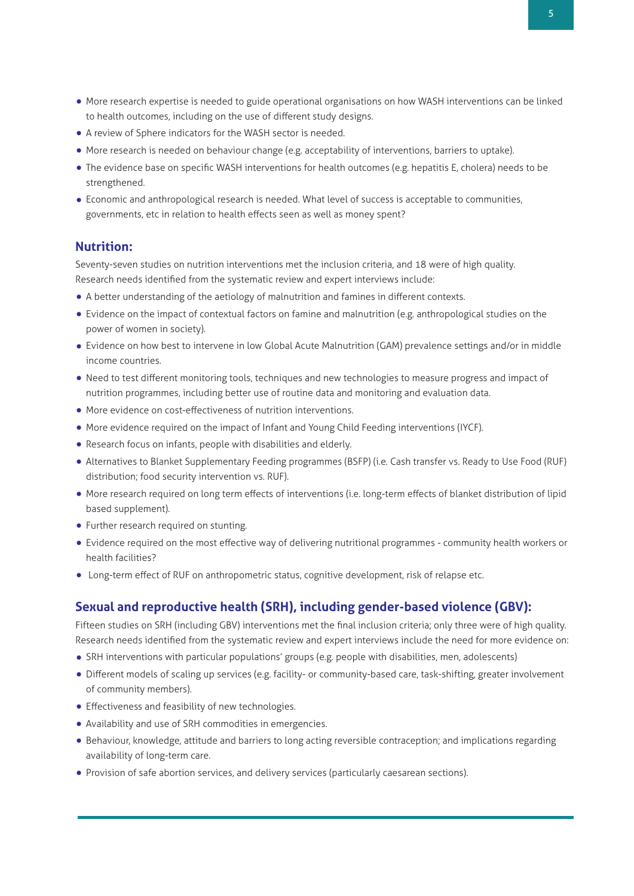- More research expertise is needed to guide operational organisations on how WASH interventions can be linked to health outcomes, including on the use of different study designs.
- A review of Sphere indicators for the WASH sector is needed.
- More research is needed on behaviour change (e.g. acceptability of interventions, barriers to uptake).
- The evidence base on specific WASH interventions for health outcomes (e.g. hepatitis E, cholera) needs to be strengthened.
- Economic and anthropological research is needed. What level of success is acceptable to communities, governments, etc in relation to health effects seen as well as money spent?

## Nutrition:

Seventy-seven studies on nutrition interventions met the inclusion criteria, and 18 were of high quality. Research needs identified from the systematic review and expert interviews include:

- A better understanding of the aetiology of malnutrition and famines in different contexts.
- Evidence on the impact of contextual factors on famine and malnutrition (e.g. anthropological studies on the power of women in society).
- Evidence on how best to intervene in low Global Acute Malnutrition (GAM) prevalence settings and/or in middle income countries.
- Need to test different monitoring tools, techniques and new technologies to measure progress and impact of nutrition programmes, including better use of routine data and monitoring and evaluation data.
- More evidence on cost-effectiveness of nutrition interventions.
- More evidence required on the impact of Infant and Young Child Feeding interventions (IYCF).
- Research focus on infants, people with disabilities and elderly.
- Alternatives to Blanket Supplementary Feeding programmes (BSFP) (i.e. Cash transfer vs. Ready to Use Food (RUF) distribution; food security intervention vs. RUF).
- More research required on long term effects of interventions (i.e. long-term effects of blanket distribution of lipid based supplement).
- Further research required on stunting.
- Evidence required on the most effective way of delivering nutritional programmes - community health workers or health facilities?
- Long-term effect of RUF on anthropometric status, cognitive development, risk of relapse etc.

## Sexual and reproductive health (SRH), including gender-based violence (GBV):

Fifteen studies on SRH (including GBV) interventions met the final inclusion criteria; only three were of high quality. Research needs identified from the systematic review and expert interviews include the need for more evidence on:

- SRH interventions with particular populations' groups (e.g. people with disabilities, men, adolescents)
- Different models of scaling up services (e.g. facility- or community-based care, task-shifting, greater involvement of community members).
- Effectiveness and feasibility of new technologies.
- Availability and use of SRH commodities in emergencies.
- Behaviour, knowledge, attitude and barriers to long acting reversible contraception; and implications regarding availability of long-term care.
- Provision of safe abortion services, and delivery services (particularly caesarean sections).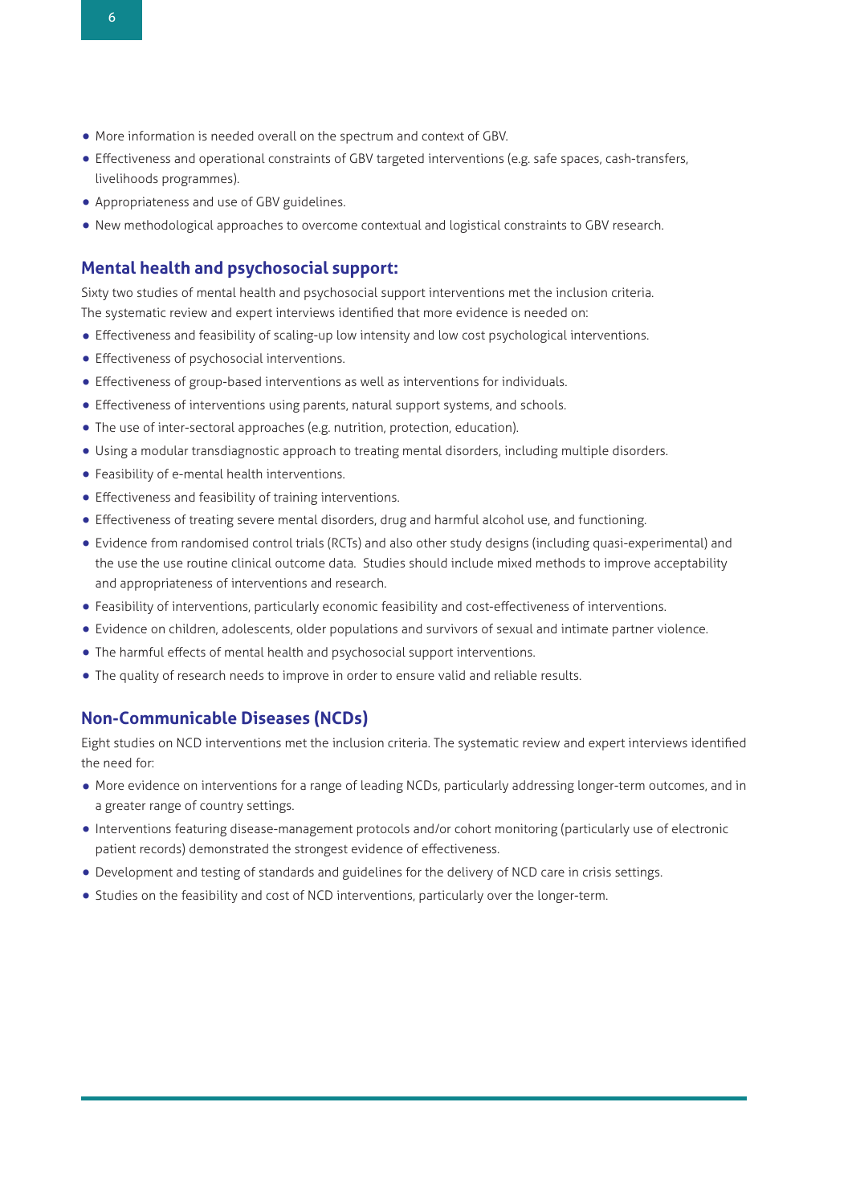- More information is needed overall on the spectrum and context of GBV.
- Effectiveness and operational constraints of GBV targeted interventions (e.g. safe spaces, cash-transfers, livelihoods programmes).
- Appropriateness and use of GBV guidelines.
- New methodological approaches to overcome contextual and logistical constraints to GBV research.

## Mental health and psychosocial support:

Sixty two studies of mental health and psychosocial support interventions met the inclusion criteria. The systematic review and expert interviews identified that more evidence is needed on:

- Effectiveness and feasibility of scaling-up low intensity and low cost psychological interventions.
- Effectiveness of psychosocial interventions.
- Effectiveness of group-based interventions as well as interventions for individuals.
- Effectiveness of interventions using parents, natural support systems, and schools.
- The use of inter-sectoral approaches (e.g. nutrition, protection, education).
- Using a modular transdiagnostic approach to treating mental disorders, including multiple disorders.
- Feasibility of e-mental health interventions.
- Effectiveness and feasibility of training interventions.
- Effectiveness of treating severe mental disorders, drug and harmful alcohol use, and functioning.
- Evidence from randomised control trials (RCTs) and also other study designs (including quasi-experimental) and the use the use routine clinical outcome data. Studies should include mixed methods to improve acceptability and appropriateness of interventions and research.
- Feasibility of interventions, particularly economic feasibility and cost-effectiveness of interventions.
- Evidence on children, adolescents, older populations and survivors of sexual and intimate partner violence.
- The harmful effects of mental health and psychosocial support interventions.
- The quality of research needs to improve in order to ensure valid and reliable results.

## Non-Communicable Diseases (NCDs)

Eight studies on NCD interventions met the inclusion criteria. The systematic review and expert interviews identified the need for:

- More evidence on interventions for a range of leading NCDs, particularly addressing longer-term outcomes, and in a greater range of country settings.
- Interventions featuring disease-management protocols and/or cohort monitoring (particularly use of electronic patient records) demonstrated the strongest evidence of effectiveness.
- Development and testing of standards and guidelines for the delivery of NCD care in crisis settings.
- Studies on the feasibility and cost of NCD interventions, particularly over the longer-term.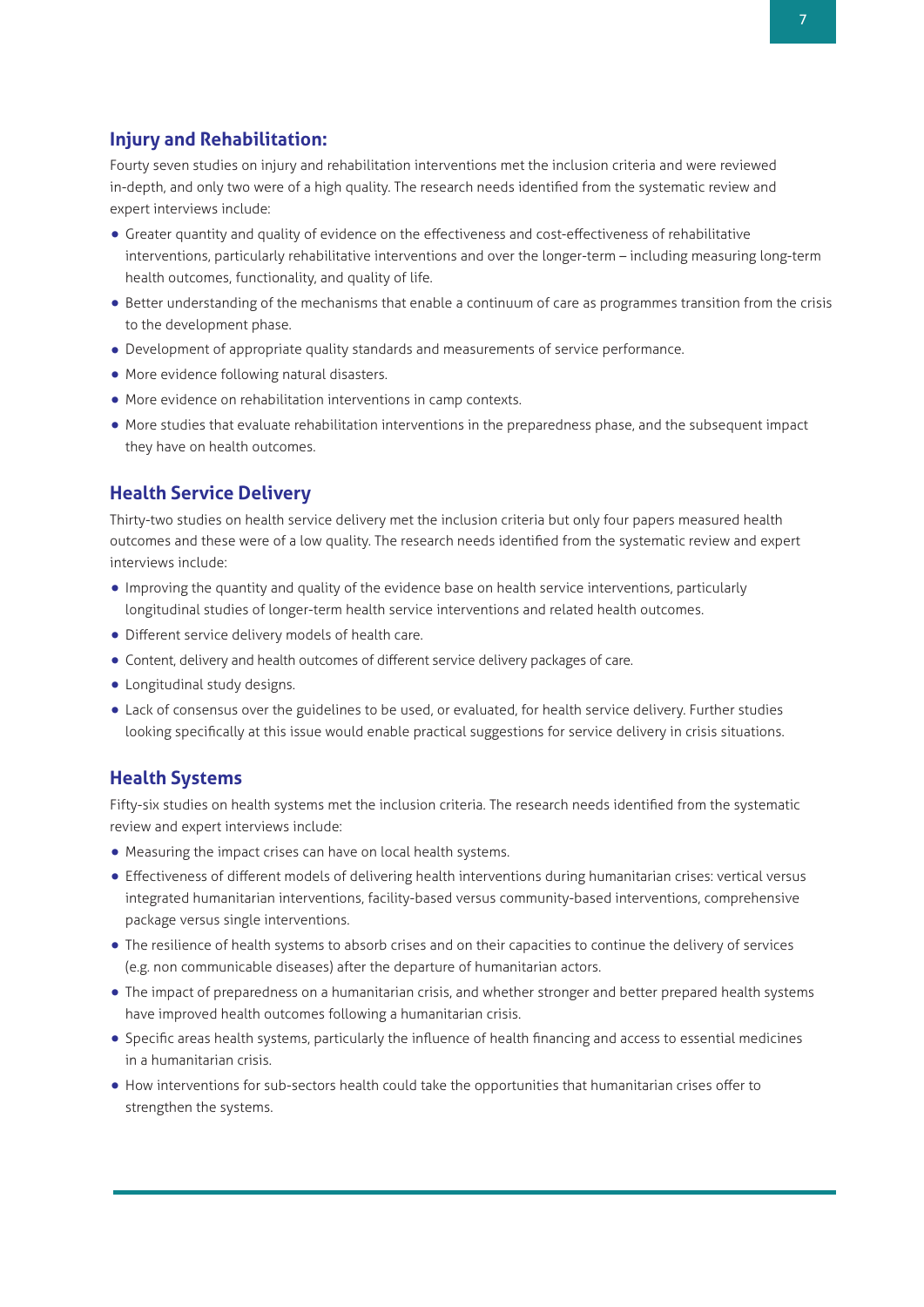## Injury and Rehabilitation:

Fourty seven studies on injury and rehabilitation interventions met the inclusion criteria and were reviewed in-depth, and only two were of a high quality. The research needs identified from the systematic review and expert interviews include:

- Greater quantity and quality of evidence on the effectiveness and cost-effectiveness of rehabilitative interventions, particularly rehabilitative interventions and over the longer-term – including measuring long-term health outcomes, functionality, and quality of life.
- Better understanding of the mechanisms that enable a continuum of care as programmes transition from the crisis to the development phase.
- Development of appropriate quality standards and measurements of service performance.
- More evidence following natural disasters.
- More evidence on rehabilitation interventions in camp contexts.
- More studies that evaluate rehabilitation interventions in the preparedness phase, and the subsequent impact they have on health outcomes.

## Health Service Delivery

Thirty-two studies on health service delivery met the inclusion criteria but only four papers measured health outcomes and these were of a low quality. The research needs identified from the systematic review and expert interviews include:

- Improving the quantity and quality of the evidence base on health service interventions, particularly longitudinal studies of longer-term health service interventions and related health outcomes.
- Different service delivery models of health care.
- Content, delivery and health outcomes of different service delivery packages of care.
- Longitudinal study designs.
- Lack of consensus over the guidelines to be used, or evaluated, for health service delivery. Further studies looking specifically at this issue would enable practical suggestions for service delivery in crisis situations.

## Health Systems

Fifty-six studies on health systems met the inclusion criteria. The research needs identified from the systematic review and expert interviews include:

- Measuring the impact crises can have on local health systems.
- Effectiveness of different models of delivering health interventions during humanitarian crises: vertical versus integrated humanitarian interventions, facility-based versus community-based interventions, comprehensive package versus single interventions.
- The resilience of health systems to absorb crises and on their capacities to continue the delivery of services (e.g. non communicable diseases) after the departure of humanitarian actors.
- The impact of preparedness on a humanitarian crisis, and whether stronger and better prepared health systems have improved health outcomes following a humanitarian crisis.
- Specific areas health systems, particularly the influence of health financing and access to essential medicines in a humanitarian crisis.
- How interventions for sub-sectors health could take the opportunities that humanitarian crises offer to strengthen the systems.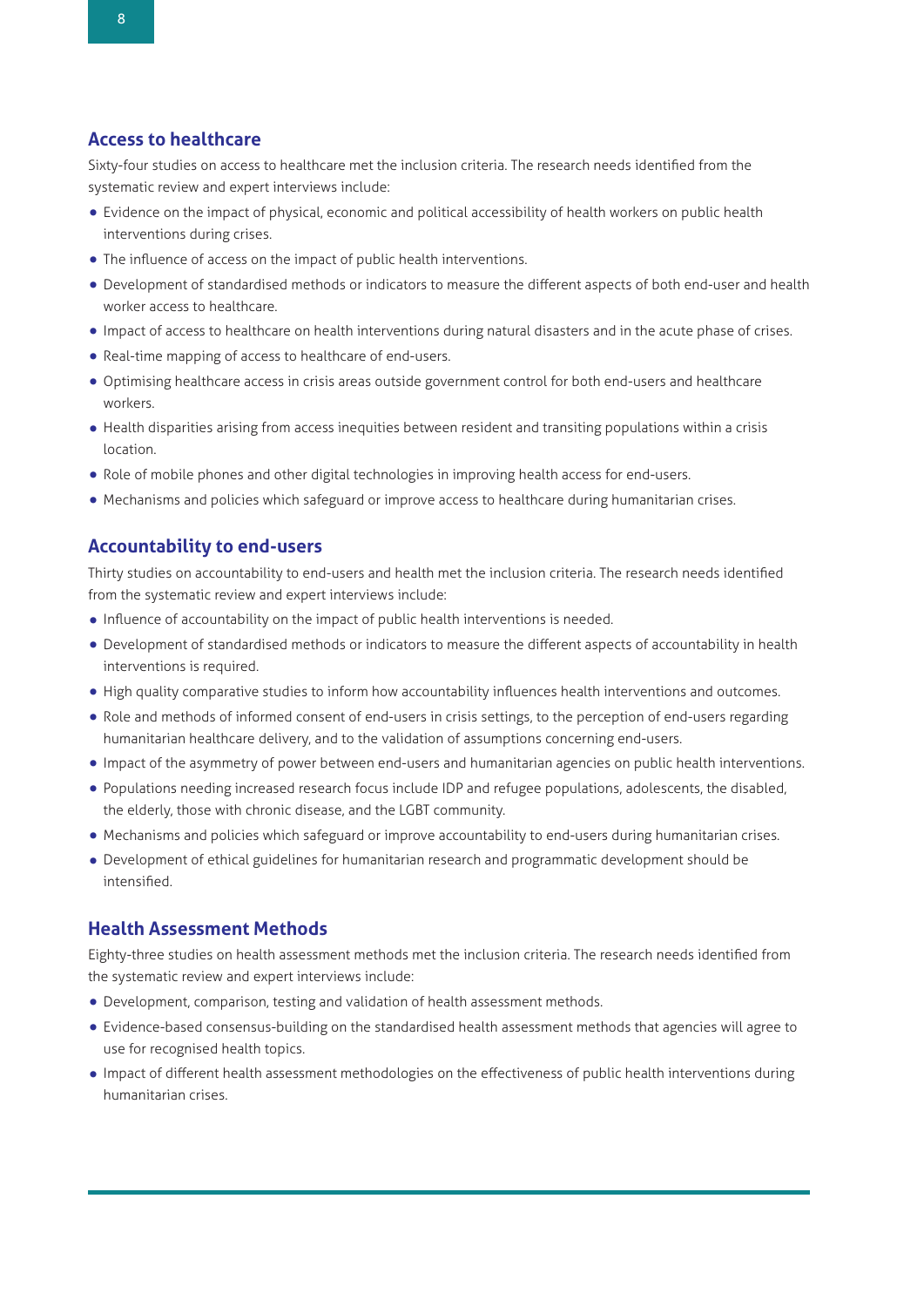## Access to healthcare

Sixty-four studies on access to healthcare met the inclusion criteria. The research needs identified from the systematic review and expert interviews include:

- Evidence on the impact of physical, economic and political accessibility of health workers on public health interventions during crises.
- The influence of access on the impact of public health interventions.
- Development of standardised methods or indicators to measure the different aspects of both end-user and health worker access to healthcare.
- Impact of access to healthcare on health interventions during natural disasters and in the acute phase of crises.
- Real-time mapping of access to healthcare of end-users.
- Optimising healthcare access in crisis areas outside government control for both end-users and healthcare workers.
- Health disparities arising from access inequities between resident and transiting populations within a crisis location.
- Role of mobile phones and other digital technologies in improving health access for end-users.
- Mechanisms and policies which safeguard or improve access to healthcare during humanitarian crises.

## Accountability to end-users

Thirty studies on accountability to end-users and health met the inclusion criteria. The research needs identified from the systematic review and expert interviews include:

- Influence of accountability on the impact of public health interventions is needed.
- Development of standardised methods or indicators to measure the different aspects of accountability in health interventions is required.
- High quality comparative studies to inform how accountability influences health interventions and outcomes.
- Role and methods of informed consent of end-users in crisis settings, to the perception of end-users regarding humanitarian healthcare delivery, and to the validation of assumptions concerning end-users.
- Impact of the asymmetry of power between end-users and humanitarian agencies on public health interventions.
- Populations needing increased research focus include IDP and refugee populations, adolescents, the disabled, the elderly, those with chronic disease, and the LGBT community.
- Mechanisms and policies which safeguard or improve accountability to end-users during humanitarian crises.
- Development of ethical guidelines for humanitarian research and programmatic development should be intensified.

## Health Assessment Methods

Eighty-three studies on health assessment methods met the inclusion criteria. The research needs identified from the systematic review and expert interviews include:

- Development, comparison, testing and validation of health assessment methods.
- Evidence-based consensus-building on the standardised health assessment methods that agencies will agree to use for recognised health topics.
- Impact of different health assessment methodologies on the effectiveness of public health interventions during humanitarian crises.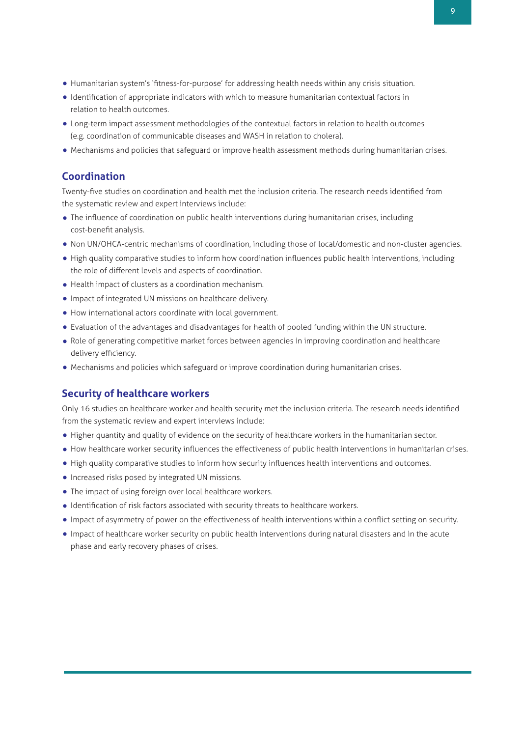- Humanitarian system's 'fitness-for-purpose' for addressing health needs within any crisis situation.
- Identification of appropriate indicators with which to measure humanitarian contextual factors in relation to health outcomes.
- Long-term impact assessment methodologies of the contextual factors in relation to health outcomes (e.g. coordination of communicable diseases and WASH in relation to cholera).
- Mechanisms and policies that safeguard or improve health assessment methods during humanitarian crises.

## Coordination

Twenty-five studies on coordination and health met the inclusion criteria. The research needs identified from the systematic review and expert interviews include:

- The influence of coordination on public health interventions during humanitarian crises, including cost-benefit analysis.
- Non UN/OHCA-centric mechanisms of coordination, including those of local/domestic and non-cluster agencies.
- High quality comparative studies to inform how coordination influences public health interventions, including the role of different levels and aspects of coordination.
- Health impact of clusters as a coordination mechanism.
- Impact of integrated UN missions on healthcare delivery.
- How international actors coordinate with local government.
- Evaluation of the advantages and disadvantages for health of pooled funding within the UN structure.
- Role of generating competitive market forces between agencies in improving coordination and healthcare delivery efficiency.
- Mechanisms and policies which safeguard or improve coordination during humanitarian crises.

## Security of healthcare workers

Only 16 studies on healthcare worker and health security met the inclusion criteria. The research needs identified from the systematic review and expert interviews include:

- Higher quantity and quality of evidence on the security of healthcare workers in the humanitarian sector.
- How healthcare worker security influences the effectiveness of public health interventions in humanitarian crises.
- High quality comparative studies to inform how security influences health interventions and outcomes.
- Increased risks posed by integrated UN missions.
- The impact of using foreign over local healthcare workers.
- Identification of risk factors associated with security threats to healthcare workers.
- Impact of asymmetry of power on the effectiveness of health interventions within a conflict setting on security.
- Impact of healthcare worker security on public health interventions during natural disasters and in the acute phase and early recovery phases of crises.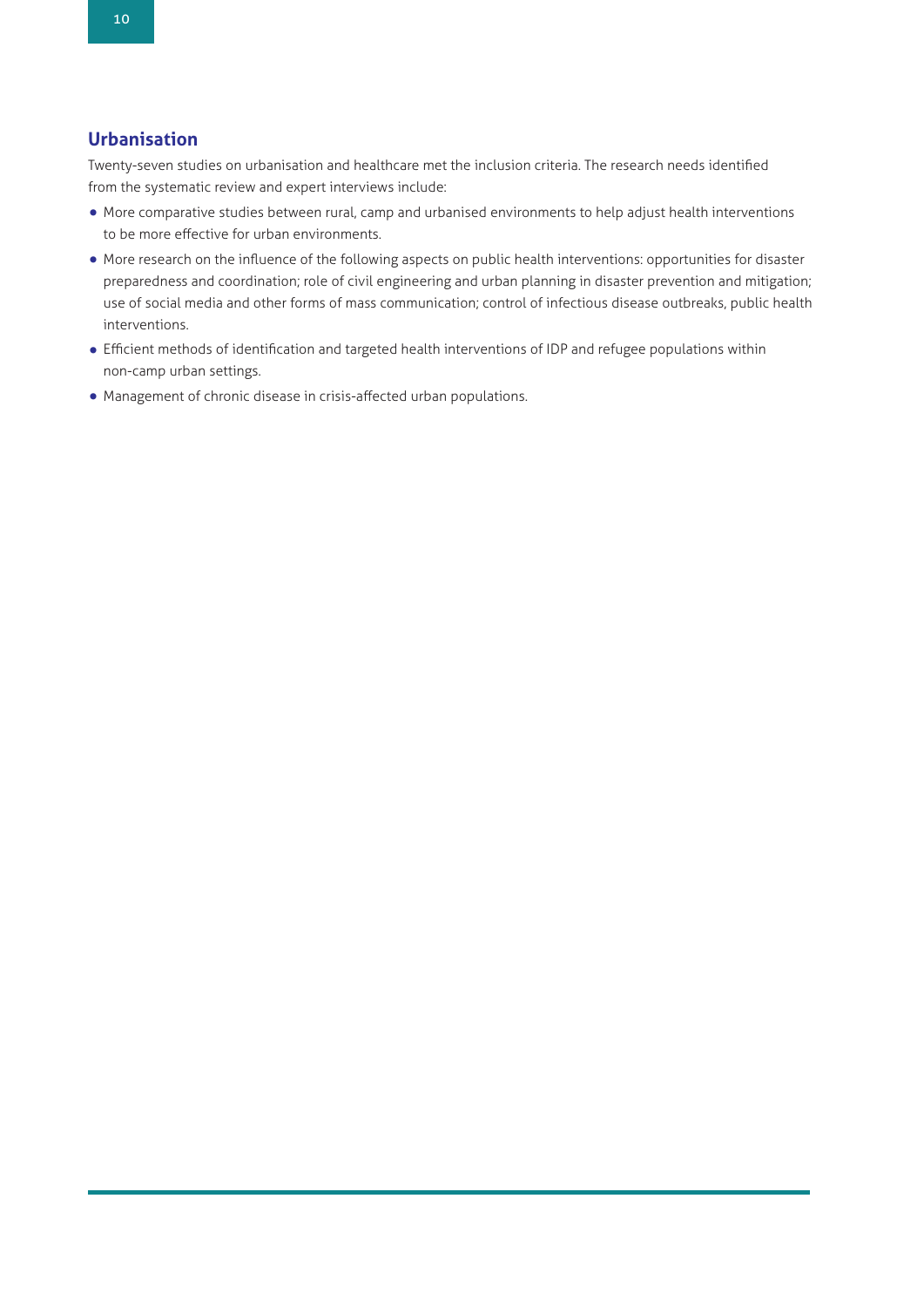## Urbanisation

Twenty-seven studies on urbanisation and healthcare met the inclusion criteria. The research needs identified from the systematic review and expert interviews include:

- More comparative studies between rural, camp and urbanised environments to help adjust health interventions to be more effective for urban environments.
- More research on the influence of the following aspects on public health interventions: opportunities for disaster preparedness and coordination; role of civil engineering and urban planning in disaster prevention and mitigation; use of social media and other forms of mass communication; control of infectious disease outbreaks, public health interventions.
- Efficient methods of identification and targeted health interventions of IDP and refugee populations within non-camp urban settings.
- Management of chronic disease in crisis-affected urban populations.